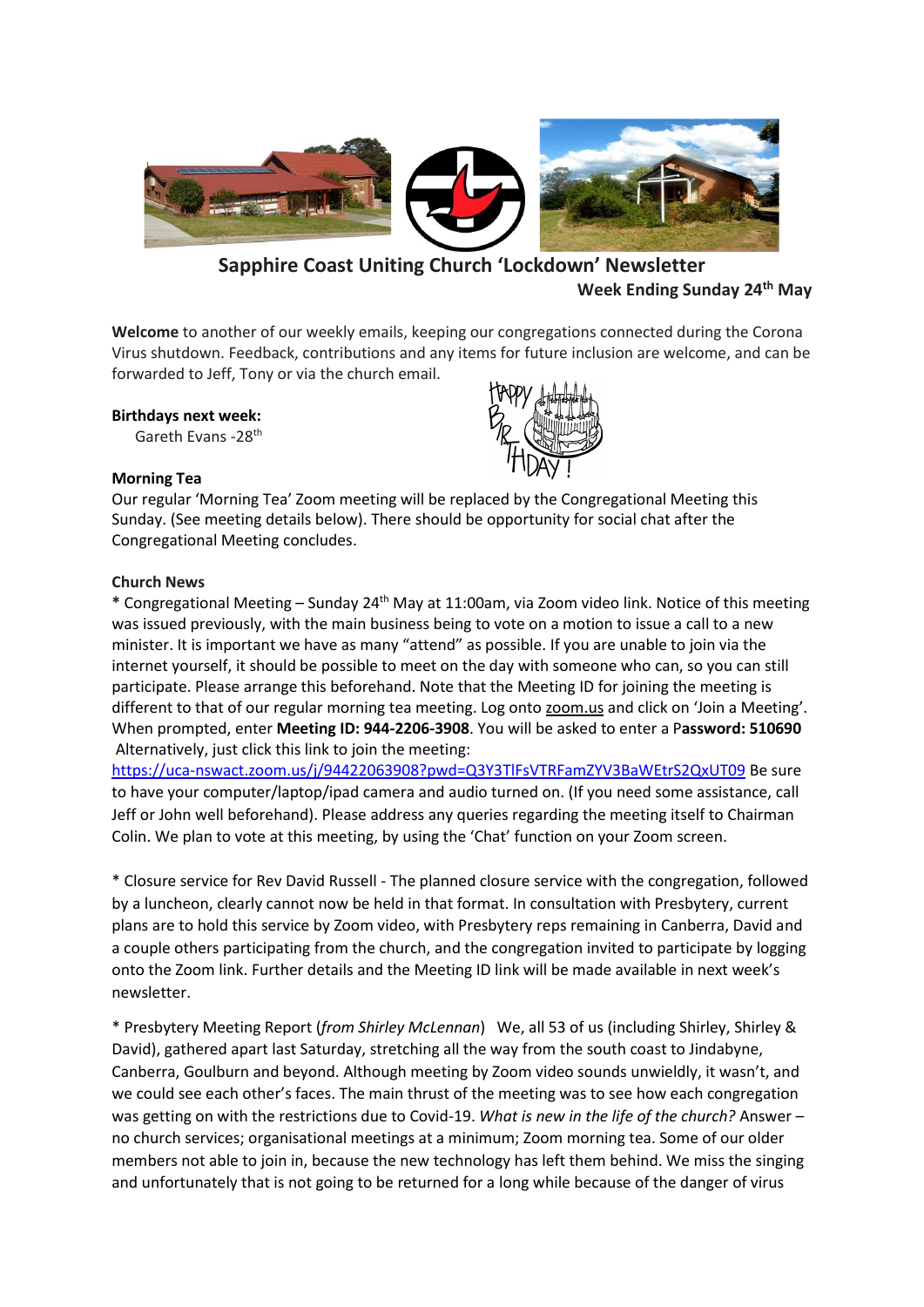# Sapphire Coast Uniting Church 'Lockdown' Newsletter

**Week Ending Sunday 24th May**

**Welcome** to another of our weekly emails, keeping our congregations connected during the Corona Virus shutdown. Feedback, contributions and any items for future inclusion are welcome, and can be forwarded to Jeff, Tony or via the church email.

**Birthdays next week:**

Gareth Evans -28th

**Morning Tea**

Our regular 'Morning Tea' Zoom meeting will be replaced by the Congregational Meeting this Sunday. (See meeting details below). There should be opportunity for social chat after the Congregational Meeting concludes.

**Church News**

**\*** Congregational Meeting – Sunday 24th May at 11:00am, via Zoom video link. Notice of this meeting was issued previously, with the main business being to vote on a motion to issue a call to a new minister. It is important we have as many "attend" as possible. If you are unable to join via the internet yourself, it should be possible to meet on the day with someone who can, so you can still participate. Please arrange this beforehand. Note that the Meeting ID for joining the meeting is different to that of our regular morning tea meeting. Log onto zoom.us and click on 'Join a Meeting'. When prompted, enter **Meeting ID: 944-2206-3908**. You will be asked to enter a P**assword: 510690** Alternatively, just click this link to join the meeting: https://uca-nswact.zoom.us/j/94422063908?pwd=Q3Y3TlFsVTRFamZYV3BaWEtrS2QxUT09 Be sure to have your computer/laptop/ipad camera and audio turned on. (If you need some assistance, call Jeff or John well beforehand). Please address any queries regarding the meeting itself to Chairman Colin. We plan to vote at this meeting, by using the 'Chat' function on your Zoom screen.

\* Closure service for Rev David Russell - The planned closure service with the congregation, followed by a luncheon, clearly cannot now be held in that format. In consultation with Presbytery, current plans are to hold this service by Zoom video, with Presbytery reps remaining in Canberra, David and a couple others participating from the church, and the congregation invited to participate by logging onto the Zoom link. Further details and the Meeting ID link will be made available in next week's newsletter.

\* Presbytery Meeting Report (*from Shirley McLennan*) We, all 53 of us (including Shirley, Shirley & David), gathered apart last Saturday, stretching all the way from the south coast to Jindabyne, Canberra, Goulburn and beyond. Although meeting by Zoom video sounds unwieldly, it wasn't, and we could see each other's faces. The main thrust of the meeting was to see how each congregation was getting on with the restrictions due to Covid-19. *What is new in the life of the church?* Answer – no church services; organisational meetings at a minimum; Zoom morning tea. Some of our older members not able to join in, because the new technology has left them behind. We miss the singing and unfortunately that is not going to be returned for a long while because of the danger of virus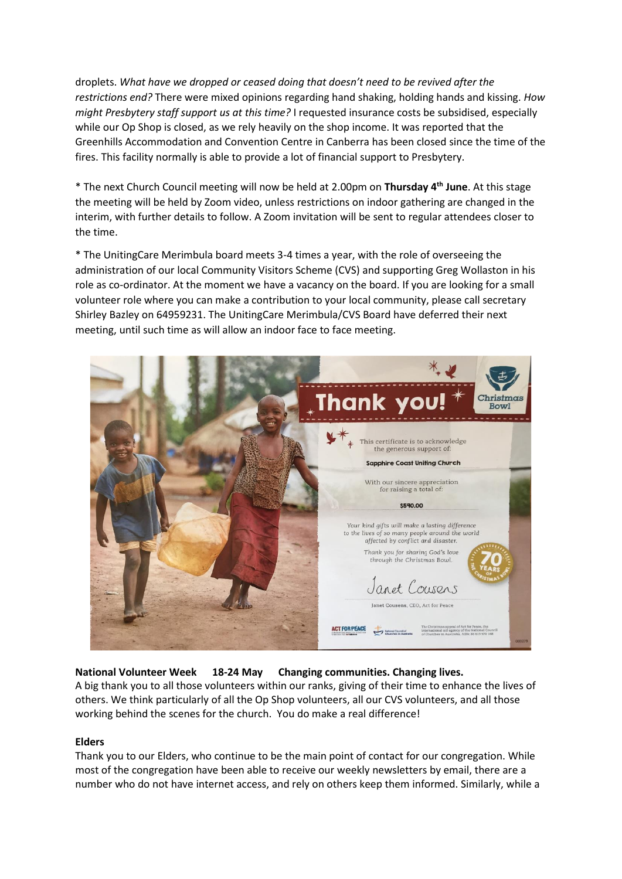droplets. *What have we dropped or ceased doing that doesn't need to be revived after the restrictions end?* There were mixed opinions regarding hand shaking, holding hands and kissing. *How might Presbytery staff support us at this time?* I requested insurance costs be subsidised, especially while our Op Shop is closed, as we rely heavily on the shop income. It was reported that the Greenhills Accommodation and Convention Centre in Canberra has been closed since the time of the fires. This facility normally is able to provide a lot of financial support to Presbytery.

* The next Church Council meeting will now be held at 2.00pm on **Thursday 4th June**. At this stage the meeting will be held by Zoom video, unless restrictions on indoor gathering are changed in the interim, with further details to follow. A Zoom invitation will be sent to regular attendees closer to the time.

* The UnitingCare Merimbula board meets 3-4 times a year, with the role of overseeing the administration of our local Community Visitors Scheme (CVS) and supporting Greg Wollaston in his role as co-ordinator. At the moment we have a vacancy on the board. If you are looking for a small volunteer role where you can make a contribution to your local community, please call secretary Shirley Bazley on 64959231. The UnitingCare Merimbula/CVS Board have deferred their next meeting, until such time as will allow an indoor face to face meeting.

Thank you! Christmas Bowl

This certificate is to acknowledge the generous support of:

Sapphire Coast Uniting Church

With our sincere appreciation for raising a total of:

$590.00

*Your kind gifts will make a lasting difference to the lives of so many people around the world affected by conflict and disaster.*

*Thank you for sharing God's love through the Christmas Bowl.*

Janet Cousens

Janet Cousens, CEO, Act for Peace

**National Volunteer Week 18-24 May Changing communities. Changing lives.**

A big thank you to all those volunteers within our ranks, giving of their time to enhance the lives of others. We think particularly of all the Op Shop volunteers, all our CVS volunteers, and all those working behind the scenes for the church. You do make a real difference!

**Elders**

Thank you to our Elders, who continue to be the main point of contact for our congregation. While most of the congregation have been able to receive our weekly newsletters by email, there are a number who do not have internet access, and rely on others keep them informed. Similarly, while a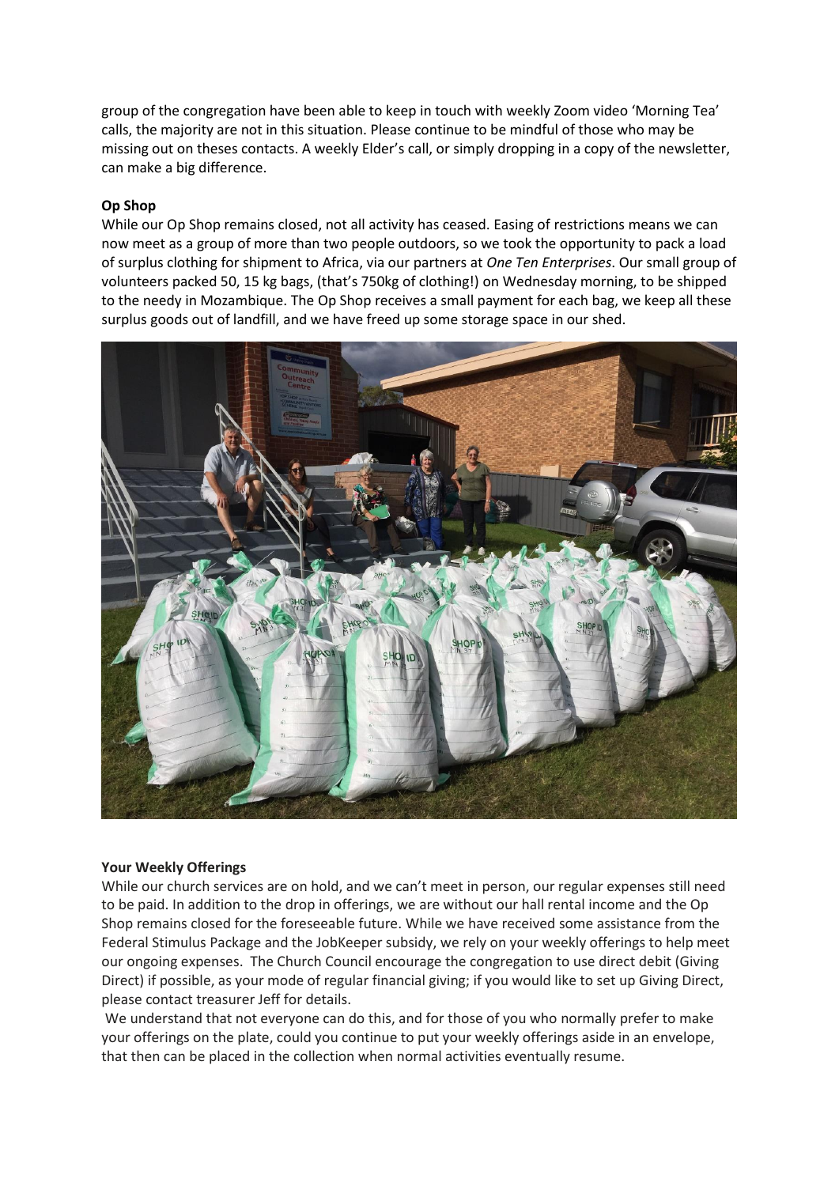group of the congregation have been able to keep in touch with weekly Zoom video 'Morning Tea' calls, the majority are not in this situation. Please continue to be mindful of those who may be missing out on theses contacts. A weekly Elder's call, or simply dropping in a copy of the newsletter, can make a big difference.

**Op Shop**

While our Op Shop remains closed, not all activity has ceased. Easing of restrictions means we can now meet as a group of more than two people outdoors, so we took the opportunity to pack a load of surplus clothing for shipment to Africa, via our partners at *One Ten Enterprises*. Our small group of volunteers packed 50, 15 kg bags, (that's 750kg of clothing!) on Wednesday morning, to be shipped to the needy in Mozambique. The Op Shop receives a small payment for each bag, we keep all these surplus goods out of landfill, and we have freed up some storage space in our shed.

**Your Weekly Offerings**

While our church services are on hold, and we can't meet in person, our regular expenses still need to be paid. In addition to the drop in offerings, we are without our hall rental income and the Op Shop remains closed for the foreseeable future. While we have received some assistance from the Federal Stimulus Package and the JobKeeper subsidy, we rely on your weekly offerings to help meet our ongoing expenses. The Church Council encourage the congregation to use direct debit (Giving Direct) if possible, as your mode of regular financial giving; if you would like to set up Giving Direct, please contact treasurer Jeff for details.

We understand that not everyone can do this, and for those of you who normally prefer to make your offerings on the plate, could you continue to put your weekly offerings aside in an envelope, that then can be placed in the collection when normal activities eventually resume.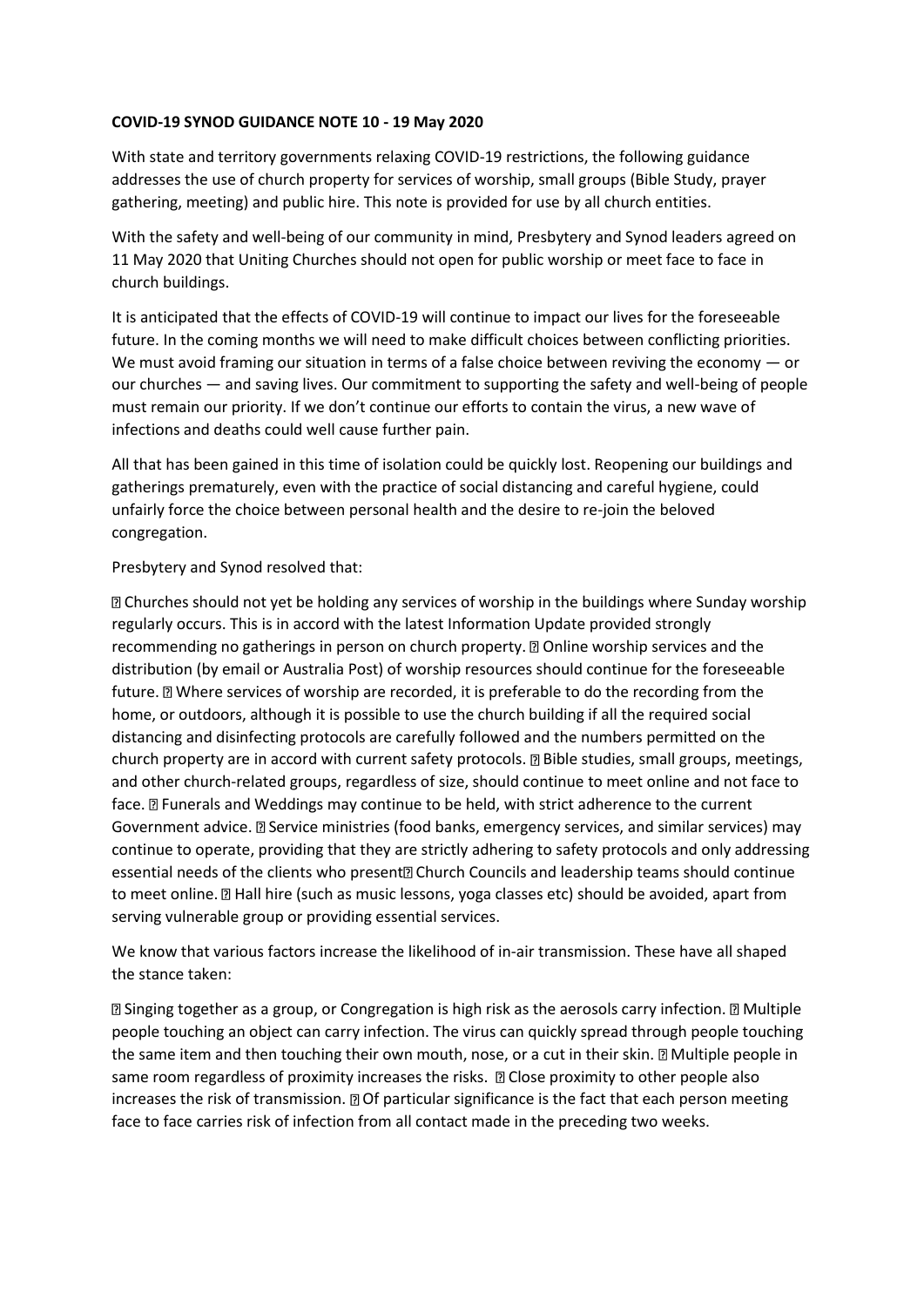**COVID-19 SYNOD GUIDANCE NOTE 10 - 19 May 2020**

With state and territory governments relaxing COVID-19 restrictions, the following guidance addresses the use of church property for services of worship, small groups (Bible Study, prayer gathering, meeting) and public hire. This note is provided for use by all church entities.

With the safety and well-being of our community in mind, Presbytery and Synod leaders agreed on 11 May 2020 that Uniting Churches should not open for public worship or meet face to face in church buildings.

It is anticipated that the effects of COVID-19 will continue to impact our lives for the foreseeable future. In the coming months we will need to make difficult choices between conflicting priorities. We must avoid framing our situation in terms of a false choice between reviving the economy — or our churches — and saving lives. Our commitment to supporting the safety and well-being of people must remain our priority. If we don't continue our efforts to contain the virus, a new wave of infections and deaths could well cause further pain.

All that has been gained in this time of isolation could be quickly lost. Reopening our buildings and gatherings prematurely, even with the practice of social distancing and careful hygiene, could unfairly force the choice between personal health and the desire to re-join the beloved congregation.

Presbytery and Synod resolved that:

- Churches should not yet be holding any services of worship in the buildings where Sunday worship regularly occurs. This is in accord with the latest Information Update provided strongly recommending no gatherings in person on church property.
- Online worship services and the distribution (by email or Australia Post) of worship resources should continue for the foreseeable future.
- Where services of worship are recorded, it is preferable to do the recording from the home, or outdoors, although it is possible to use the church building if all the required social distancing and disinfecting protocols are carefully followed and the numbers permitted on the church property are in accord with current safety protocols.
- Bible studies, small groups, meetings, and other church-related groups, regardless of size, should continue to meet online and not face to face.
- Funerals and Weddings may continue to be held, with strict adherence to the current Government advice.
- Service ministries (food banks, emergency services, and similar services) may continue to operate, providing that they are strictly adhering to safety protocols and only addressing essential needs of the clients who present
- Church Councils and leadership teams should continue to meet online.
- Hall hire (such as music lessons, yoga classes etc) should be avoided, apart from serving vulnerable group or providing essential services.

We know that various factors increase the likelihood of in-air transmission. These have all shaped the stance taken:

- Singing together as a group, or Congregation is high risk as the aerosols carry infection.
- Multiple people touching an object can carry infection. The virus can quickly spread through people touching the same item and then touching their own mouth, nose, or a cut in their skin.
- Multiple people in same room regardless of proximity increases the risks.
- Close proximity to other people also increases the risk of transmission.
- Of particular significance is the fact that each person meeting face to face carries risk of infection from all contact made in the preceding two weeks.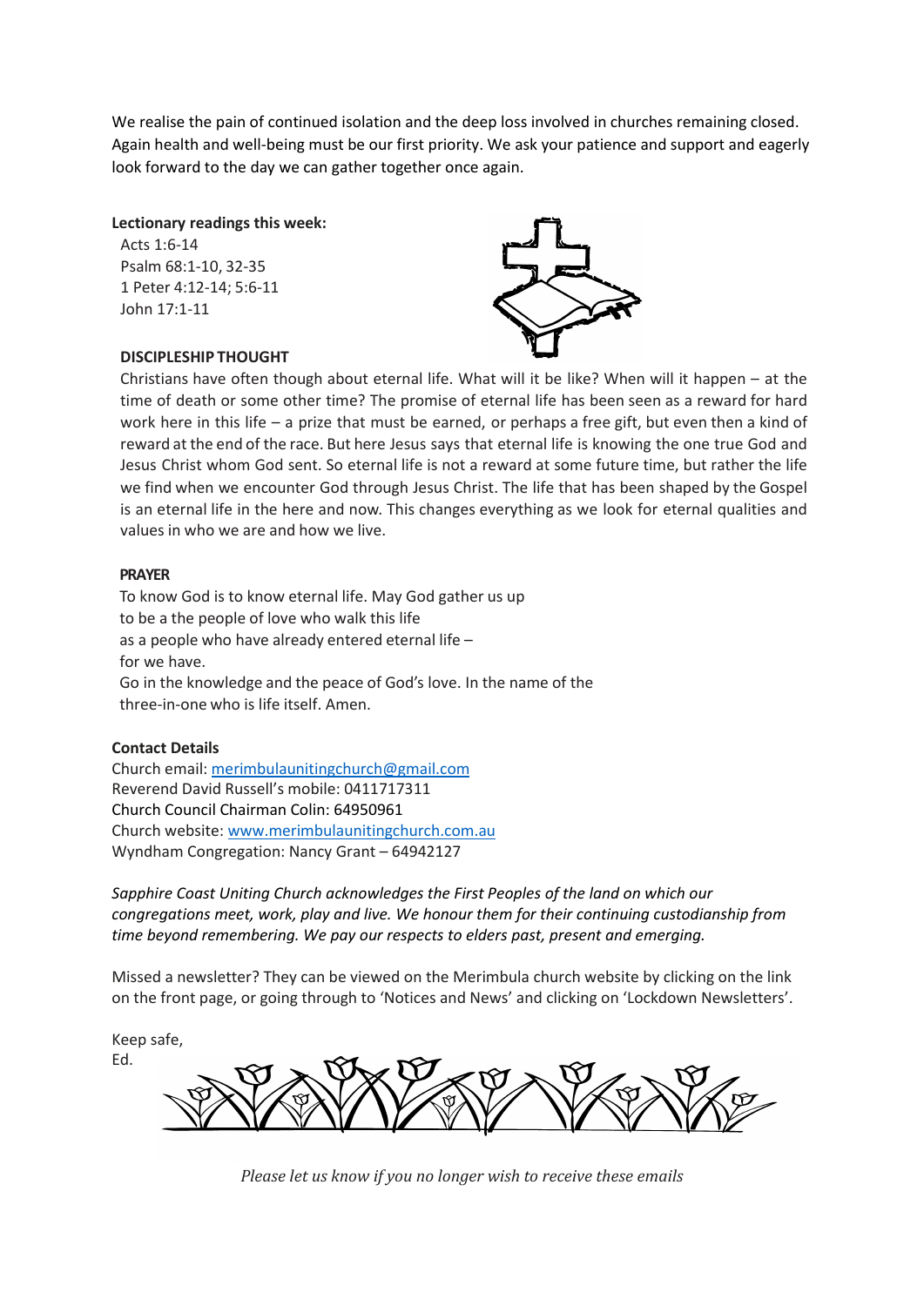We realise the pain of continued isolation and the deep loss involved in churches remaining closed. Again health and well-being must be our first priority. We ask your patience and support and eagerly look forward to the day we can gather together once again.

**Lectionary readings this week:**

Acts 1:6-14
Psalm 68:1-10, 32-35
1 Peter 4:12-14; 5:6-11
John 17:1-11

**DISCIPLESHIP THOUGHT**

Christians have often though about eternal life. What will it be like? When will it happen – at the time of death or some other time? The promise of eternal life has been seen as a reward for hard work here in this life – a prize that must be earned, or perhaps a free gift, but even then a kind of reward at the end of the race. But here Jesus says that eternal life is knowing the one true God and Jesus Christ whom God sent. So eternal life is not a reward at some future time, but rather the life we find when we encounter God through Jesus Christ. The life that has been shaped by the Gospel is an eternal life in the here and now. This changes everything as we look for eternal qualities and values in who we are and how we live.

**PRAYER**

To know God is to know eternal life. May God gather us up
to be a the people of love who walk this life
as a people who have already entered eternal life –
for we have.
Go in the knowledge and the peace of God's love. In the name of the
three-in-one who is life itself. Amen.

**Contact Details**

Church email: merimbulaunitingchurch@gmail.com
Reverend David Russell's mobile: 0411717311
Church Council Chairman Colin: 64950961
Church website: www.merimbulaunitingchurch.com.au
Wyndham Congregation: Nancy Grant – 64942127

*Sapphire Coast Uniting Church acknowledges the First Peoples of the land on which our congregations meet, work, play and live. We honour them for their continuing custodianship from time beyond remembering. We pay our respects to elders past, present and emerging.*

Missed a newsletter? They can be viewed on the Merimbula church website by clicking on the link on the front page, or going through to 'Notices and News' and clicking on 'Lockdown Newsletters'.

Keep safe,
Ed.

*Please let us know if you no longer wish to receive these emails*